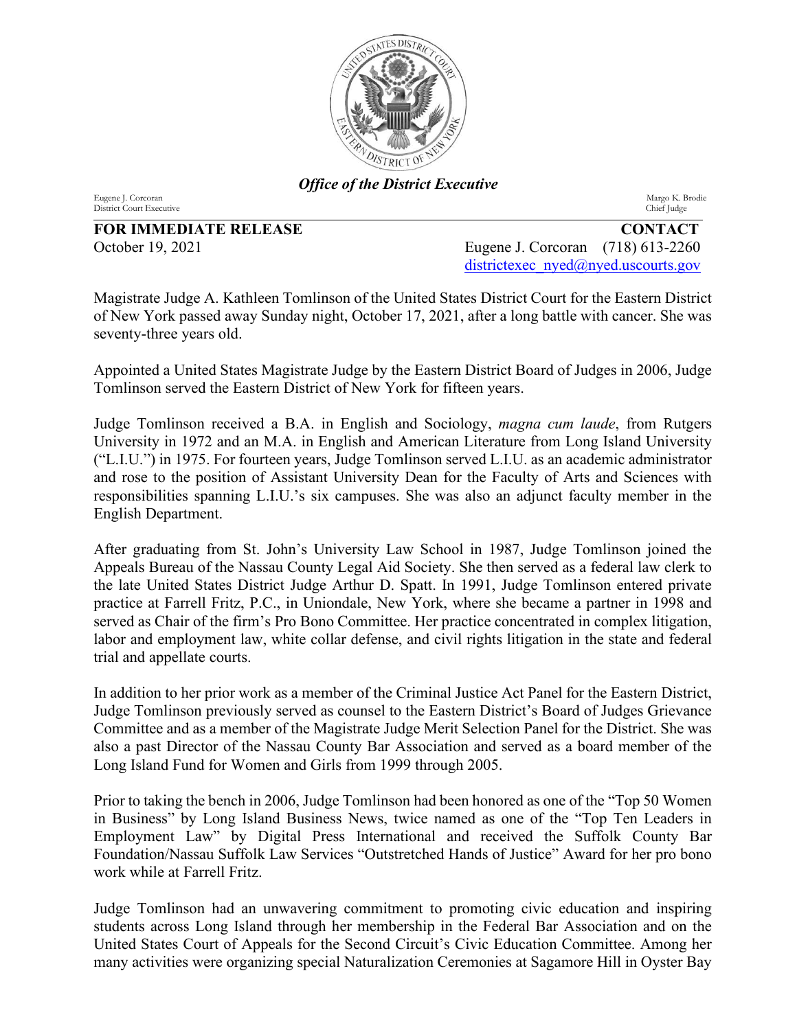*Office of the District Executive*

Eugene J. Corcoran
District Court Executive

Margo K. Brodie
Chief Judge

**FOR IMMEDIATE RELEASE**
October 19, 2021

**CONTACT**
Eugene J. Corcoran (718) 613-2260
districtexec_nyed@nyed.uscourts.gov

Magistrate Judge A. Kathleen Tomlinson of the United States District Court for the Eastern District of New York passed away Sunday night, October 17, 2021, after a long battle with cancer. She was seventy-three years old.

Appointed a United States Magistrate Judge by the Eastern District Board of Judges in 2006, Judge Tomlinson served the Eastern District of New York for fifteen years.

Judge Tomlinson received a B.A. in English and Sociology, *magna cum laude*, from Rutgers University in 1972 and an M.A. in English and American Literature from Long Island University ("L.I.U.") in 1975. For fourteen years, Judge Tomlinson served L.I.U. as an academic administrator and rose to the position of Assistant University Dean for the Faculty of Arts and Sciences with responsibilities spanning L.I.U.'s six campuses. She was also an adjunct faculty member in the English Department.

After graduating from St. John's University Law School in 1987, Judge Tomlinson joined the Appeals Bureau of the Nassau County Legal Aid Society. She then served as a federal law clerk to the late United States District Judge Arthur D. Spatt. In 1991, Judge Tomlinson entered private practice at Farrell Fritz, P.C., in Uniondale, New York, where she became a partner in 1998 and served as Chair of the firm's Pro Bono Committee. Her practice concentrated in complex litigation, labor and employment law, white collar defense, and civil rights litigation in the state and federal trial and appellate courts.

In addition to her prior work as a member of the Criminal Justice Act Panel for the Eastern District, Judge Tomlinson previously served as counsel to the Eastern District's Board of Judges Grievance Committee and as a member of the Magistrate Judge Merit Selection Panel for the District. She was also a past Director of the Nassau County Bar Association and served as a board member of the Long Island Fund for Women and Girls from 1999 through 2005.

Prior to taking the bench in 2006, Judge Tomlinson had been honored as one of the "Top 50 Women in Business" by Long Island Business News, twice named as one of the "Top Ten Leaders in Employment Law" by Digital Press International and received the Suffolk County Bar Foundation/Nassau Suffolk Law Services "Outstretched Hands of Justice" Award for her pro bono work while at Farrell Fritz.

Judge Tomlinson had an unwavering commitment to promoting civic education and inspiring students across Long Island through her membership in the Federal Bar Association and on the United States Court of Appeals for the Second Circuit's Civic Education Committee. Among her many activities were organizing special Naturalization Ceremonies at Sagamore Hill in Oyster Bay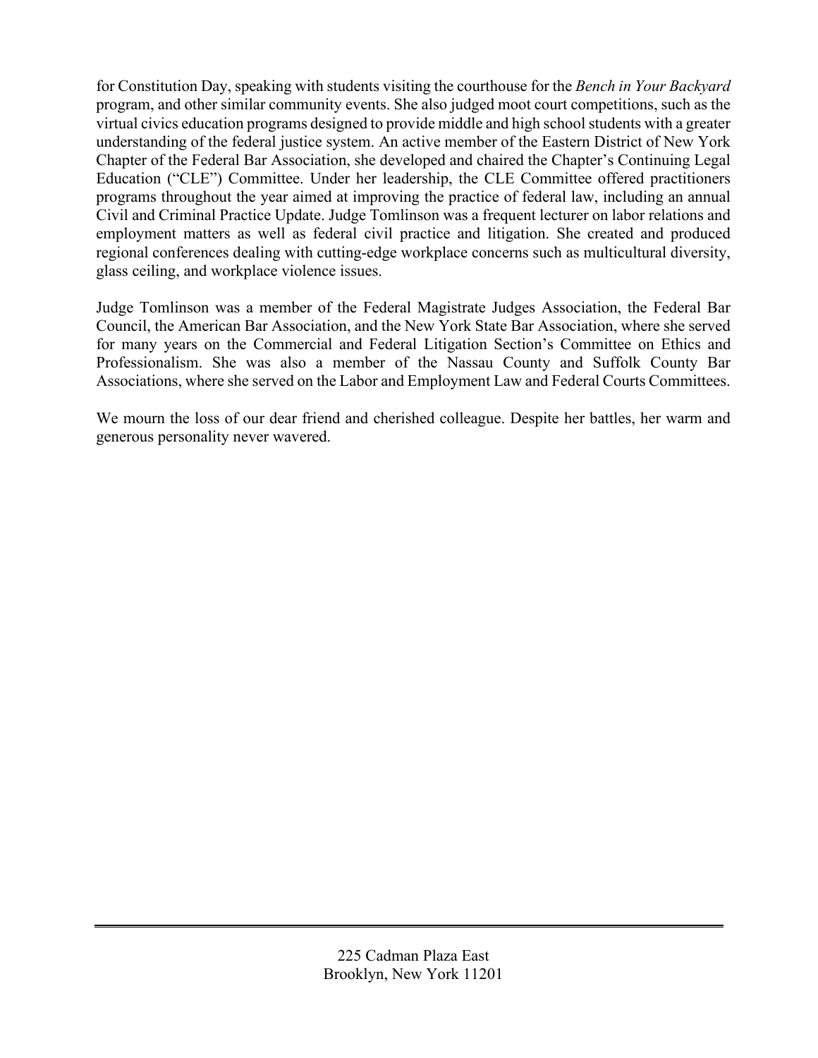for Constitution Day, speaking with students visiting the courthouse for the *Bench in Your Backyard* program, and other similar community events. She also judged moot court competitions, such as the virtual civics education programs designed to provide middle and high school students with a greater understanding of the federal justice system. An active member of the Eastern District of New York Chapter of the Federal Bar Association, she developed and chaired the Chapter's Continuing Legal Education ("CLE") Committee. Under her leadership, the CLE Committee offered practitioners programs throughout the year aimed at improving the practice of federal law, including an annual Civil and Criminal Practice Update. Judge Tomlinson was a frequent lecturer on labor relations and employment matters as well as federal civil practice and litigation. She created and produced regional conferences dealing with cutting-edge workplace concerns such as multicultural diversity, glass ceiling, and workplace violence issues.

Judge Tomlinson was a member of the Federal Magistrate Judges Association, the Federal Bar Council, the American Bar Association, and the New York State Bar Association, where she served for many years on the Commercial and Federal Litigation Section's Committee on Ethics and Professionalism. She was also a member of the Nassau County and Suffolk County Bar Associations, where she served on the Labor and Employment Law and Federal Courts Committees.

We mourn the loss of our dear friend and cherished colleague. Despite her battles, her warm and generous personality never wavered.

---

225 Cadman Plaza East
Brooklyn, New York 11201